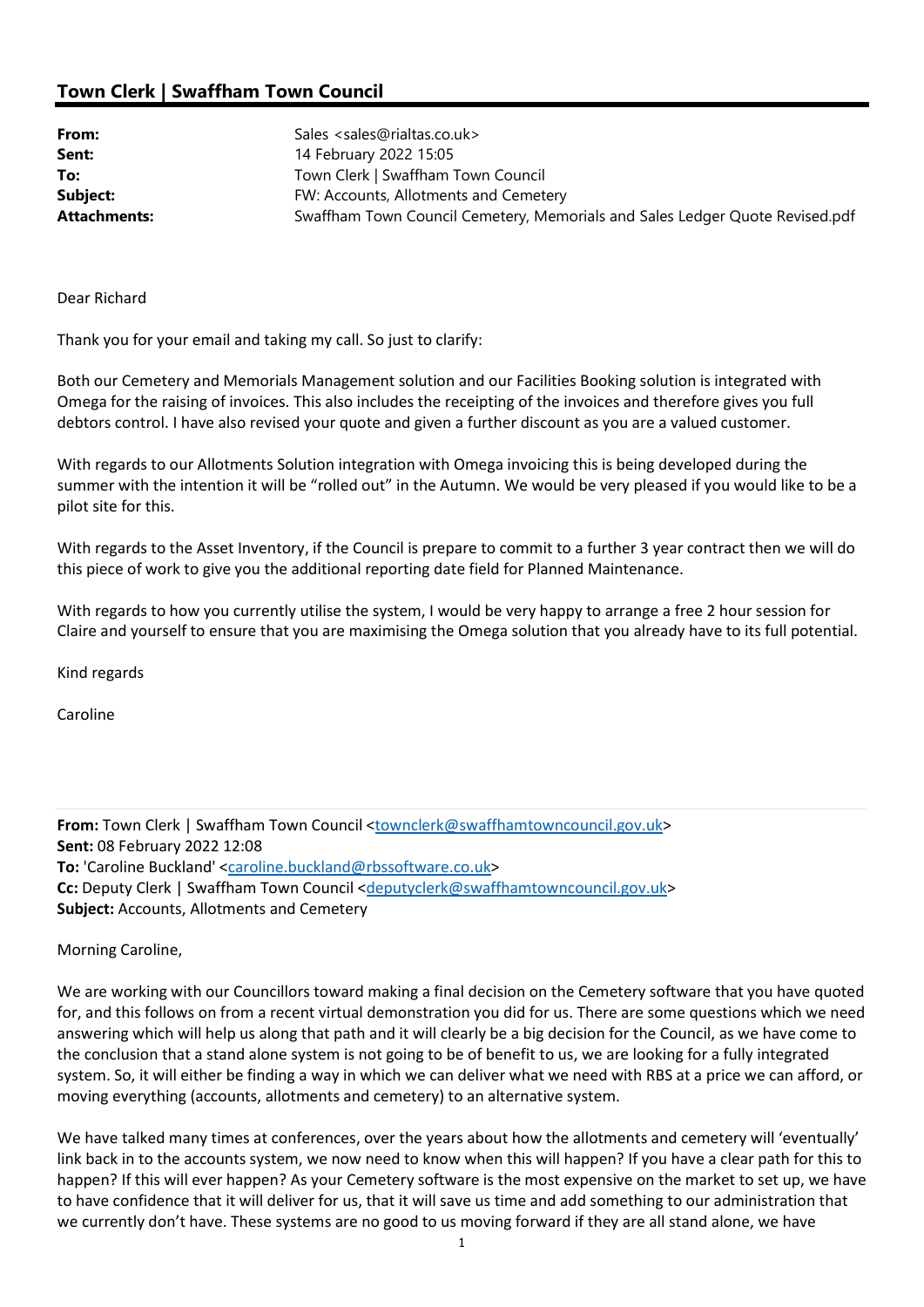## Town Clerk | Swaffham Town Council

| | |
|---|---|
| **From:** | Sales <sales@rialtas.co.uk> |
| **Sent:** | 14 February 2022 15:05 |
| **To:** | Town Clerk \| Swaffham Town Council |
| **Subject:** | FW: Accounts, Allotments and Cemetery |
| **Attachments:** | Swaffham Town Council Cemetery, Memorials and Sales Ledger Quote Revised.pdf |

Dear Richard

Thank you for your email and taking my call. So just to clarify:

Both our Cemetery and Memorials Management solution and our Facilities Booking solution is integrated with Omega for the raising of invoices. This also includes the receipting of the invoices and therefore gives you full debtors control. I have also revised your quote and given a further discount as you are a valued customer.

With regards to our Allotments Solution integration with Omega invoicing this is being developed during the summer with the intention it will be "rolled out" in the Autumn. We would be very pleased if you would like to be a pilot site for this.

With regards to the Asset Inventory, if the Council is prepare to commit to a further 3 year contract then we will do this piece of work to give you the additional reporting date field for Planned Maintenance.

With regards to how you currently utilise the system, I would be very happy to arrange a free 2 hour session for Claire and yourself to ensure that you are maximising the Omega solution that you already have to its full potential.

Kind regards

Caroline

---

**From:** Town Clerk | Swaffham Town Council <townclerk@swaffhamtowncouncil.gov.uk>
**Sent:** 08 February 2022 12:08
**To:** 'Caroline Buckland' <caroline.buckland@rbssoftware.co.uk>
**Cc:** Deputy Clerk | Swaffham Town Council <deputyclerk@swaffhamtowncouncil.gov.uk>
**Subject:** Accounts, Allotments and Cemetery

Morning Caroline,

We are working with our Councillors toward making a final decision on the Cemetery software that you have quoted for, and this follows on from a recent virtual demonstration you did for us. There are some questions which we need answering which will help us along that path and it will clearly be a big decision for the Council, as we have come to the conclusion that a stand alone system is not going to be of benefit to us, we are looking for a fully integrated system. So, it will either be finding a way in which we can deliver what we need with RBS at a price we can afford, or moving everything (accounts, allotments and cemetery) to an alternative system.

We have talked many times at conferences, over the years about how the allotments and cemetery will 'eventually' link back in to the accounts system, we now need to know when this will happen? If you have a clear path for this to happen? If this will ever happen? As your Cemetery software is the most expensive on the market to set up, we have to have confidence that it will deliver for us, that it will save us time and add something to our administration that we currently don't have. These systems are no good to us moving forward if they are all stand alone, we have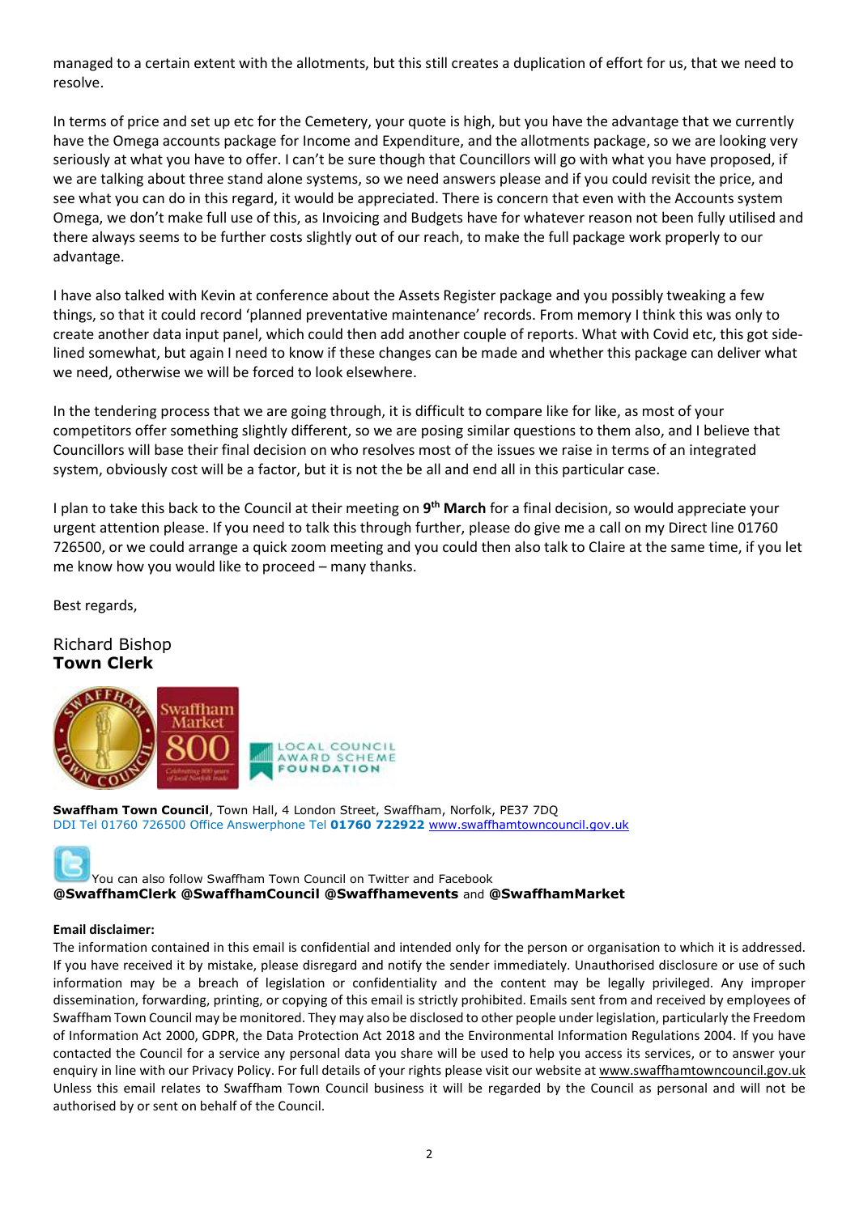managed to a certain extent with the allotments, but this still creates a duplication of effort for us, that we need to resolve.

In terms of price and set up etc for the Cemetery, your quote is high, but you have the advantage that we currently have the Omega accounts package for Income and Expenditure, and the allotments package, so we are looking very seriously at what you have to offer. I can't be sure though that Councillors will go with what you have proposed, if we are talking about three stand alone systems, so we need answers please and if you could revisit the price, and see what you can do in this regard, it would be appreciated. There is concern that even with the Accounts system Omega, we don't make full use of this, as Invoicing and Budgets have for whatever reason not been fully utilised and there always seems to be further costs slightly out of our reach, to make the full package work properly to our advantage.

I have also talked with Kevin at conference about the Assets Register package and you possibly tweaking a few things, so that it could record 'planned preventative maintenance' records. From memory I think this was only to create another data input panel, which could then add another couple of reports. What with Covid etc, this got side-lined somewhat, but again I need to know if these changes can be made and whether this package can deliver what we need, otherwise we will be forced to look elsewhere.

In the tendering process that we are going through, it is difficult to compare like for like, as most of your competitors offer something slightly different, so we are posing similar questions to them also, and I believe that Councillors will base their final decision on who resolves most of the issues we raise in terms of an integrated system, obviously cost will be a factor, but it is not the be all and end all in this particular case.

I plan to take this back to the Council at their meeting on **9th March** for a final decision, so would appreciate your urgent attention please. If you need to talk this through further, please do give me a call on my Direct line 01760 726500, or we could arrange a quick zoom meeting and you could then also talk to Claire at the same time, if you let me know how you would like to proceed – many thanks.

Best regards,

Richard Bishop
**Town Clerk**

Swaffham Market 800 Celebrating 800 years of local Norfolk trade

LOCAL COUNCIL AWARD SCHEME FOUNDATION

**Swaffham Town Council**, Town Hall, 4 London Street, Swaffham, Norfolk, PE37 7DQ
DDI Tel 01760 726500 Office Answerphone Tel **01760 722922** www.swaffhamtowncouncil.gov.uk

You can also follow Swaffham Town Council on Twitter and Facebook
**@SwaffhamClerk @SwaffhamCouncil @Swaffhamevents** and **@SwaffhamMarket**

**Email disclaimer:**
The information contained in this email is confidential and intended only for the person or organisation to which it is addressed. If you have received it by mistake, please disregard and notify the sender immediately. Unauthorised disclosure or use of such information may be a breach of legislation or confidentiality and the content may be legally privileged. Any improper dissemination, forwarding, printing, or copying of this email is strictly prohibited. Emails sent from and received by employees of Swaffham Town Council may be monitored. They may also be disclosed to other people under legislation, particularly the Freedom of Information Act 2000, GDPR, the Data Protection Act 2018 and the Environmental Information Regulations 2004. If you have contacted the Council for a service any personal data you share will be used to help you access its services, or to answer your enquiry in line with our Privacy Policy. For full details of your rights please visit our website at www.swaffhamtowncouncil.gov.uk Unless this email relates to Swaffham Town Council business it will be regarded by the Council as personal and will not be authorised by or sent on behalf of the Council.